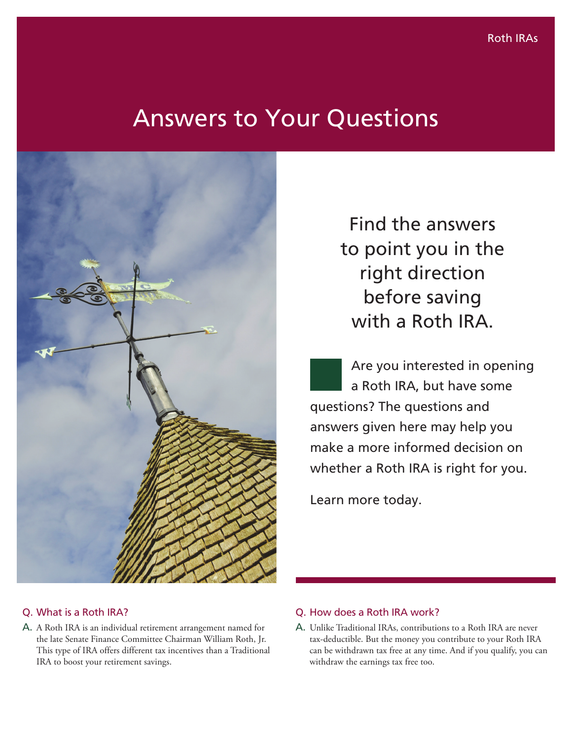Roth IRAs

# Answers to Your Questions

Find the answers to point you in the right direction before saving with a Roth IRA.

Are you interested in opening a Roth IRA, but have some questions? The questions and answers given here may help you make a more informed decision on whether a Roth IRA is right for you.

Learn more today.

### Q. What is a Roth IRA?

A. A Roth IRA is an individual retirement arrangement named for the late Senate Finance Committee Chairman William Roth, Jr. This type of IRA offers different tax incentives than a Traditional IRA to boost your retirement savings.

### Q. How does a Roth IRA work?

A. Unlike Traditional IRAs, contributions to a Roth IRA are never tax-deductible. But the money you contribute to your Roth IRA can be withdrawn tax free at any time. And if you qualify, you can withdraw the earnings tax free too.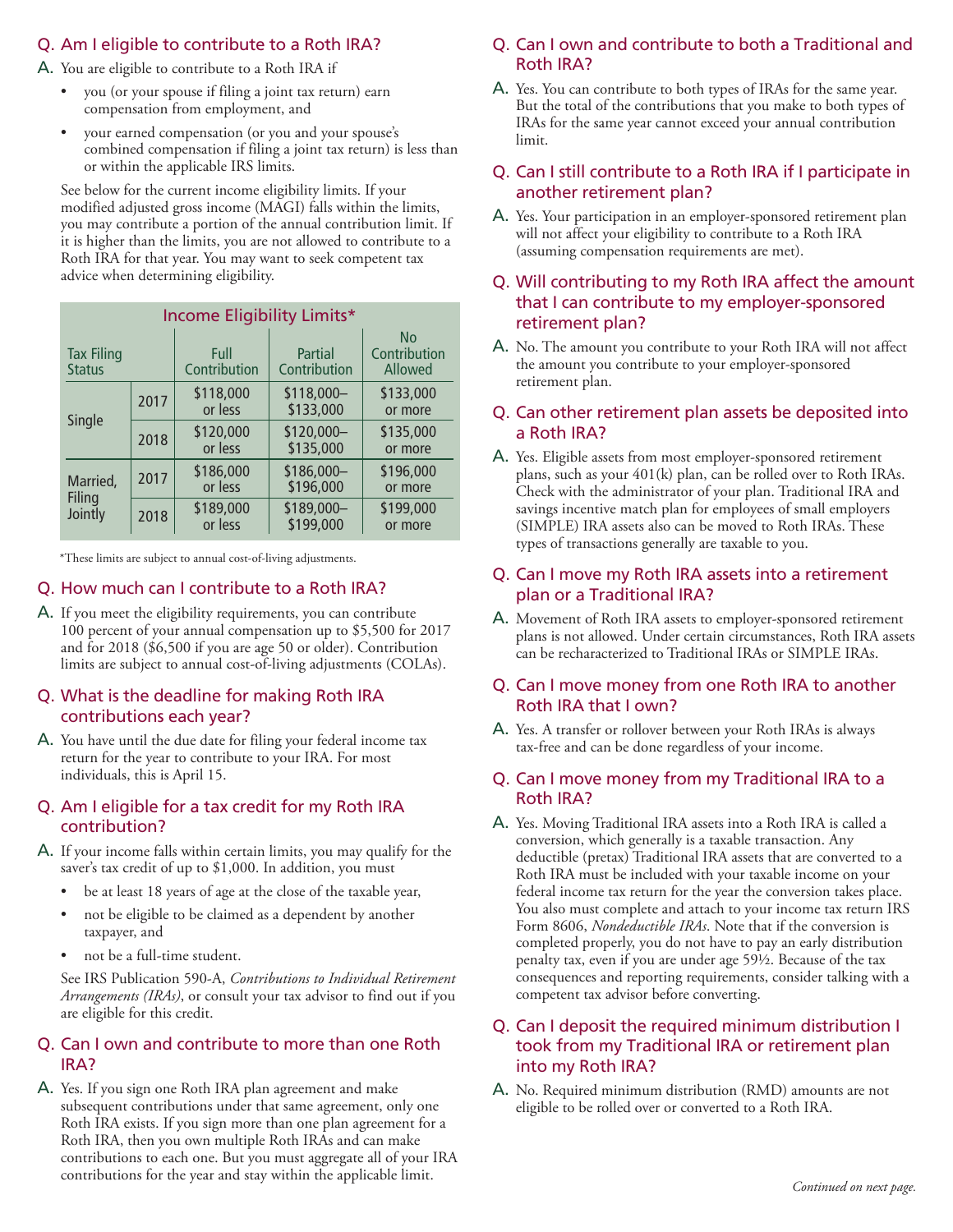## Q. Am I eligible to contribute to a Roth IRA?

A. You are eligible to contribute to a Roth IRA if

- you (or your spouse if filing a joint tax return) earn compensation from employment, and
- your earned compensation (or you and your spouse's combined compensation if filing a joint tax return) is less than or within the applicable IRS limits.

See below for the current income eligibility limits. If your modified adjusted gross income (MAGI) falls within the limits, you may contribute a portion of the annual contribution limit. If it is higher than the limits, you are not allowed to contribute to a Roth IRA for that year. You may want to seek competent tax advice when determining eligibility.

**Income Eligibility Limits***

| Tax Filing Status | | Full Contribution | Partial Contribution | No Contribution Allowed |
|---|---|---|---|---|
| Single | 2017 | $118,000 or less | $118,000–$133,000 | $133,000 or more |
| | 2018 | $120,000 or less | $120,000–$135,000 | $135,000 or more |
| Married, Filing Jointly | 2017 | $186,000 or less | $186,000–$196,000 | $196,000 or more |
| | 2018 | $189,000 or less | $189,000–$199,000 | $199,000 or more |

*These limits are subject to annual cost-of-living adjustments.

## Q. How much can I contribute to a Roth IRA?

A. If you meet the eligibility requirements, you can contribute 100 percent of your annual compensation up to $5,500 for 2017 and for 2018 ($6,500 if you are age 50 or older). Contribution limits are subject to annual cost-of-living adjustments (COLAs).

## Q. What is the deadline for making Roth IRA contributions each year?

A. You have until the due date for filing your federal income tax return for the year to contribute to your IRA. For most individuals, this is April 15.

## Q. Am I eligible for a tax credit for my Roth IRA contribution?

A. If your income falls within certain limits, you may qualify for the saver's tax credit of up to $1,000. In addition, you must

- be at least 18 years of age at the close of the taxable year,
- not be eligible to be claimed as a dependent by another taxpayer, and
- not be a full-time student.

See IRS Publication 590-A, *Contributions to Individual Retirement Arrangements (IRAs)*, or consult your tax advisor to find out if you are eligible for this credit.

## Q. Can I own and contribute to more than one Roth IRA?

A. Yes. If you sign one Roth IRA plan agreement and make subsequent contributions under that same agreement, only one Roth IRA exists. If you sign more than one plan agreement for a Roth IRA, then you own multiple Roth IRAs and can make contributions to each one. But you must aggregate all of your IRA contributions for the year and stay within the applicable limit.

## Q. Can I own and contribute to both a Traditional and Roth IRA?

A. Yes. You can contribute to both types of IRAs for the same year. But the total of the contributions that you make to both types of IRAs for the same year cannot exceed your annual contribution limit.

## Q. Can I still contribute to a Roth IRA if I participate in another retirement plan?

A. Yes. Your participation in an employer-sponsored retirement plan will not affect your eligibility to contribute to a Roth IRA (assuming compensation requirements are met).

## Q. Will contributing to my Roth IRA affect the amount that I can contribute to my employer-sponsored retirement plan?

A. No. The amount you contribute to your Roth IRA will not affect the amount you contribute to your employer-sponsored retirement plan.

## Q. Can other retirement plan assets be deposited into a Roth IRA?

A. Yes. Eligible assets from most employer-sponsored retirement plans, such as your 401(k) plan, can be rolled over to Roth IRAs. Check with the administrator of your plan. Traditional IRA and savings incentive match plan for employees of small employers (SIMPLE) IRA assets also can be moved to Roth IRAs. These types of transactions generally are taxable to you.

## Q. Can I move my Roth IRA assets into a retirement plan or a Traditional IRA?

A. Movement of Roth IRA assets to employer-sponsored retirement plans is not allowed. Under certain circumstances, Roth IRA assets can be recharacterized to Traditional IRAs or SIMPLE IRAs.

## Q. Can I move money from one Roth IRA to another Roth IRA that I own?

A. Yes. A transfer or rollover between your Roth IRAs is always tax-free and can be done regardless of your income.

## Q. Can I move money from my Traditional IRA to a Roth IRA?

A. Yes. Moving Traditional IRA assets into a Roth IRA is called a conversion, which generally is a taxable transaction. Any deductible (pretax) Traditional IRA assets that are converted to a Roth IRA must be included with your taxable income on your federal income tax return for the year the conversion takes place. You also must complete and attach to your income tax return IRS Form 8606, *Nondeductible IRAs*. Note that if the conversion is completed properly, you do not have to pay an early distribution penalty tax, even if you are under age 59½. Because of the tax consequences and reporting requirements, consider talking with a competent tax advisor before converting.

## Q. Can I deposit the required minimum distribution I took from my Traditional IRA or retirement plan into my Roth IRA?

A. No. Required minimum distribution (RMD) amounts are not eligible to be rolled over or converted to a Roth IRA.

*Continued on next page.*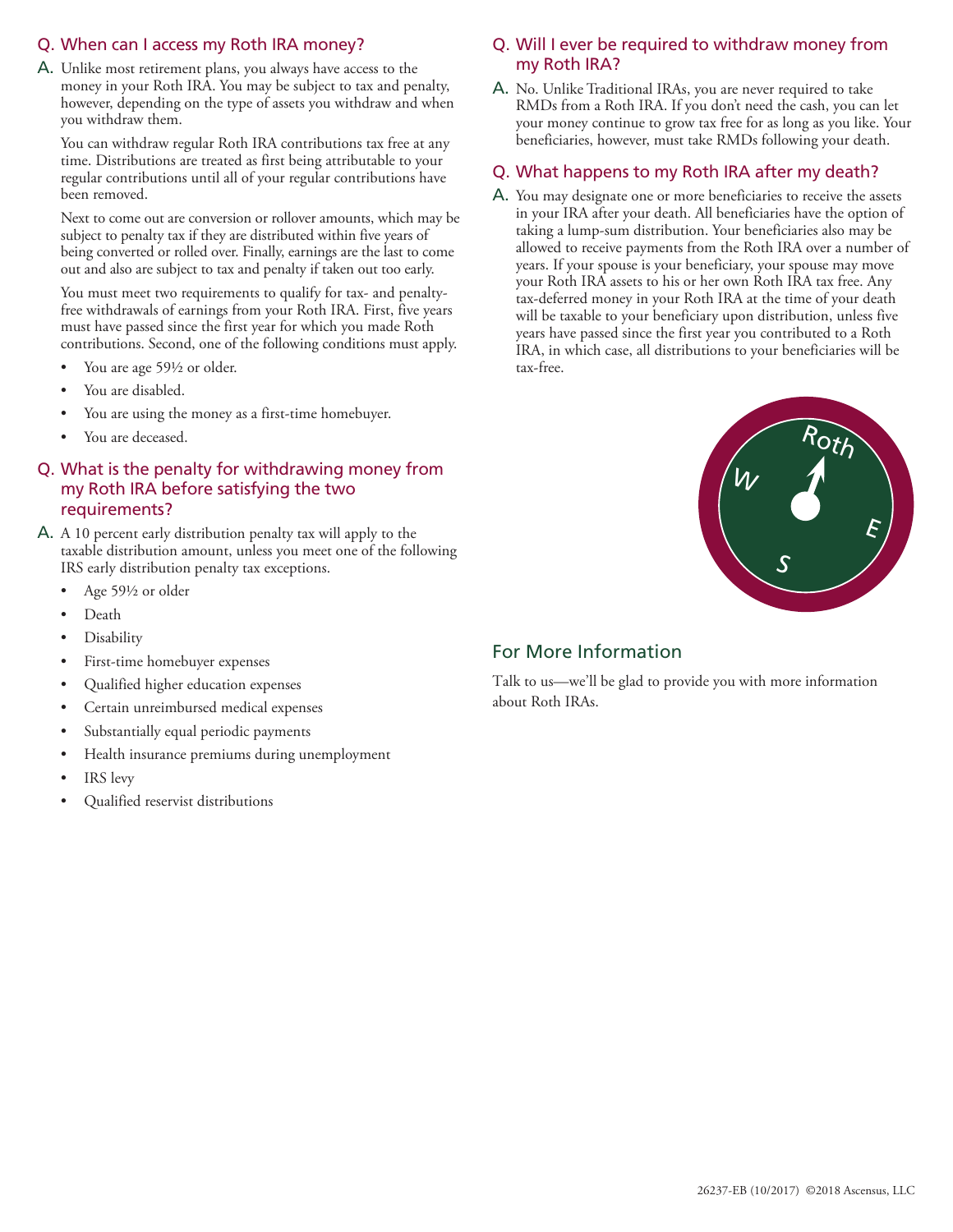## Q. When can I access my Roth IRA money?

A. Unlike most retirement plans, you always have access to the money in your Roth IRA. You may be subject to tax and penalty, however, depending on the type of assets you withdraw and when you withdraw them.

You can withdraw regular Roth IRA contributions tax free at any time. Distributions are treated as first being attributable to your regular contributions until all of your regular contributions have been removed.

Next to come out are conversion or rollover amounts, which may be subject to penalty tax if they are distributed within five years of being converted or rolled over. Finally, earnings are the last to come out and also are subject to tax and penalty if taken out too early.

You must meet two requirements to qualify for tax- and penalty-free withdrawals of earnings from your Roth IRA. First, five years must have passed since the first year for which you made Roth contributions. Second, one of the following conditions must apply.

- You are age 59½ or older.
- You are disabled.
- You are using the money as a first-time homebuyer.
- You are deceased.

## Q. What is the penalty for withdrawing money from my Roth IRA before satisfying the two requirements?

A. A 10 percent early distribution penalty tax will apply to the taxable distribution amount, unless you meet one of the following IRS early distribution penalty tax exceptions.

- Age 59½ or older
- Death
- Disability
- First-time homebuyer expenses
- Qualified higher education expenses
- Certain unreimbursed medical expenses
- Substantially equal periodic payments
- Health insurance premiums during unemployment
- IRS levy
- Qualified reservist distributions

## Q. Will I ever be required to withdraw money from my Roth IRA?

A. No. Unlike Traditional IRAs, you are never required to take RMDs from a Roth IRA. If you don't need the cash, you can let your money continue to grow tax free for as long as you like. Your beneficiaries, however, must take RMDs following your death.

## Q. What happens to my Roth IRA after my death?

A. You may designate one or more beneficiaries to receive the assets in your IRA after your death. All beneficiaries have the option of taking a lump-sum distribution. Your beneficiaries also may be allowed to receive payments from the Roth IRA over a number of years. If your spouse is your beneficiary, your spouse may move your Roth IRA assets to his or her own Roth IRA tax free. Any tax-deferred money in your Roth IRA at the time of your death will be taxable to your beneficiary upon distribution, unless five years have passed since the first year you contributed to a Roth IRA, in which case, all distributions to your beneficiaries will be tax-free.

## For More Information

Talk to us—we'll be glad to provide you with more information about Roth IRAs.

26237-EB (10/2017) ©2018 Ascensus, LLC